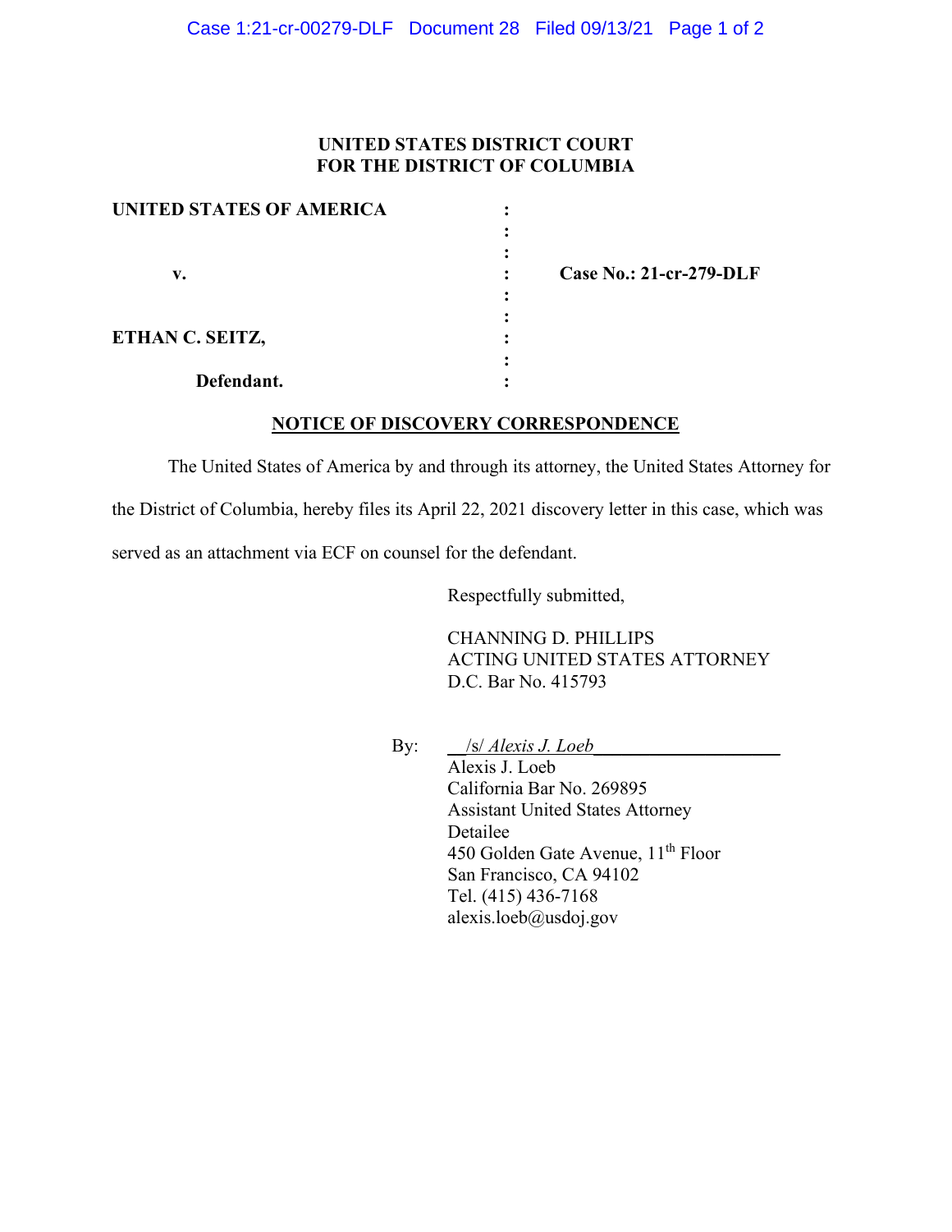# UNITED STATES DISTRICT COURT
# FOR THE DISTRICT OF COLUMBIA

| | | |
|---|---|---|
| **UNITED STATES OF AMERICA** | : | |
| | : | |
| **v.** | : | **Case No.: 21-cr-279-DLF** |
| | : | |
| **ETHAN C. SEITZ,** | : | |
| **Defendant.** | : | |

## NOTICE OF DISCOVERY CORRESPONDENCE

The United States of America by and through its attorney, the United States Attorney for the District of Columbia, hereby files its April 22, 2021 discovery letter in this case, which was served as an attachment via ECF on counsel for the defendant.

Respectfully submitted,

CHANNING D. PHILLIPS
ACTING UNITED STATES ATTORNEY
D.C. Bar No. 415793

By: /s/ *Alexis J. Loeb*
Alexis J. Loeb
California Bar No. 269895
Assistant United States Attorney
Detailee
450 Golden Gate Avenue, 11th Floor
San Francisco, CA 94102
Tel. (415) 436-7168
alexis.loeb@usdoj.gov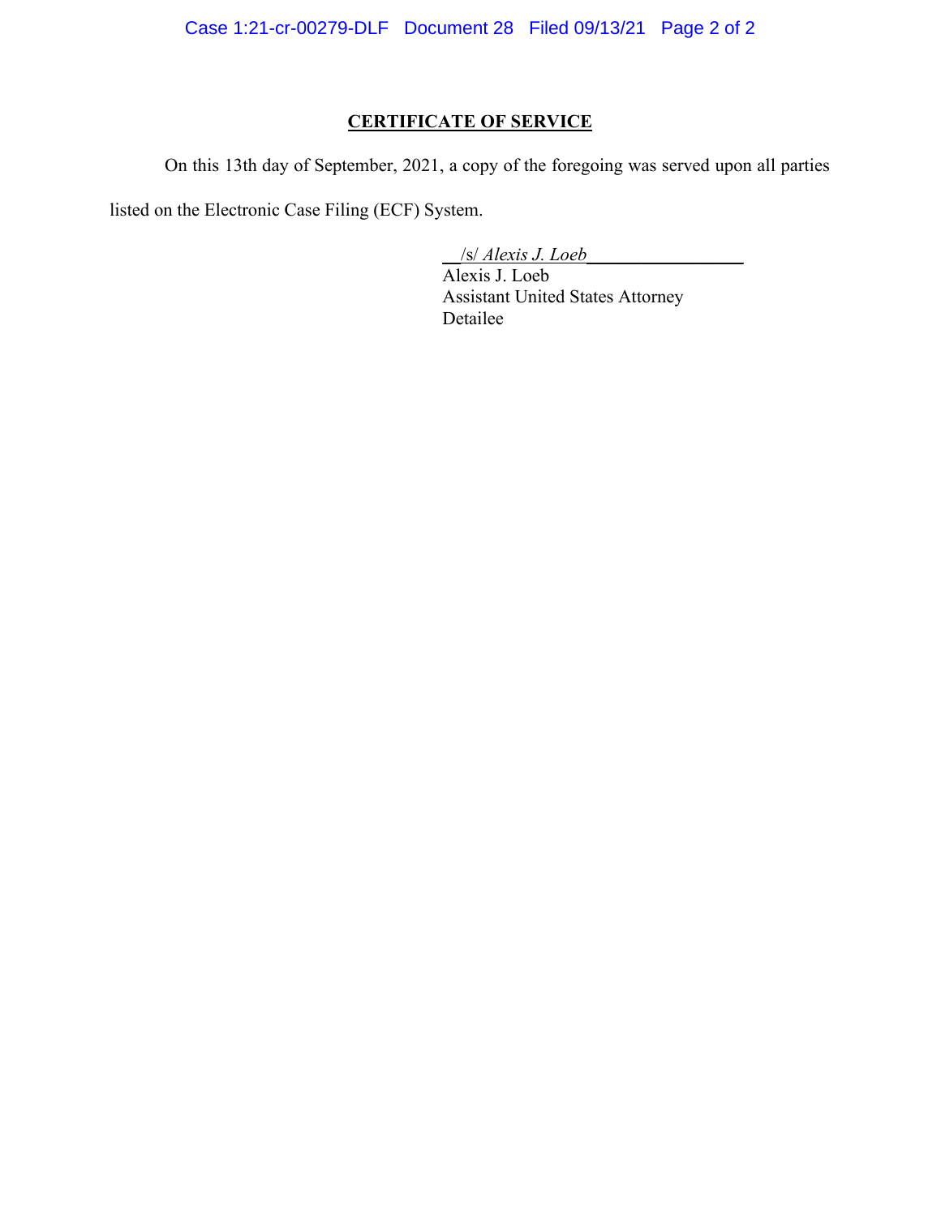## CERTIFICATE OF SERVICE

On this 13th day of September, 2021, a copy of the foregoing was served upon all parties listed on the Electronic Case Filing (ECF) System.

/s/ *Alexis J. Loeb*
Alexis J. Loeb
Assistant United States Attorney
Detailee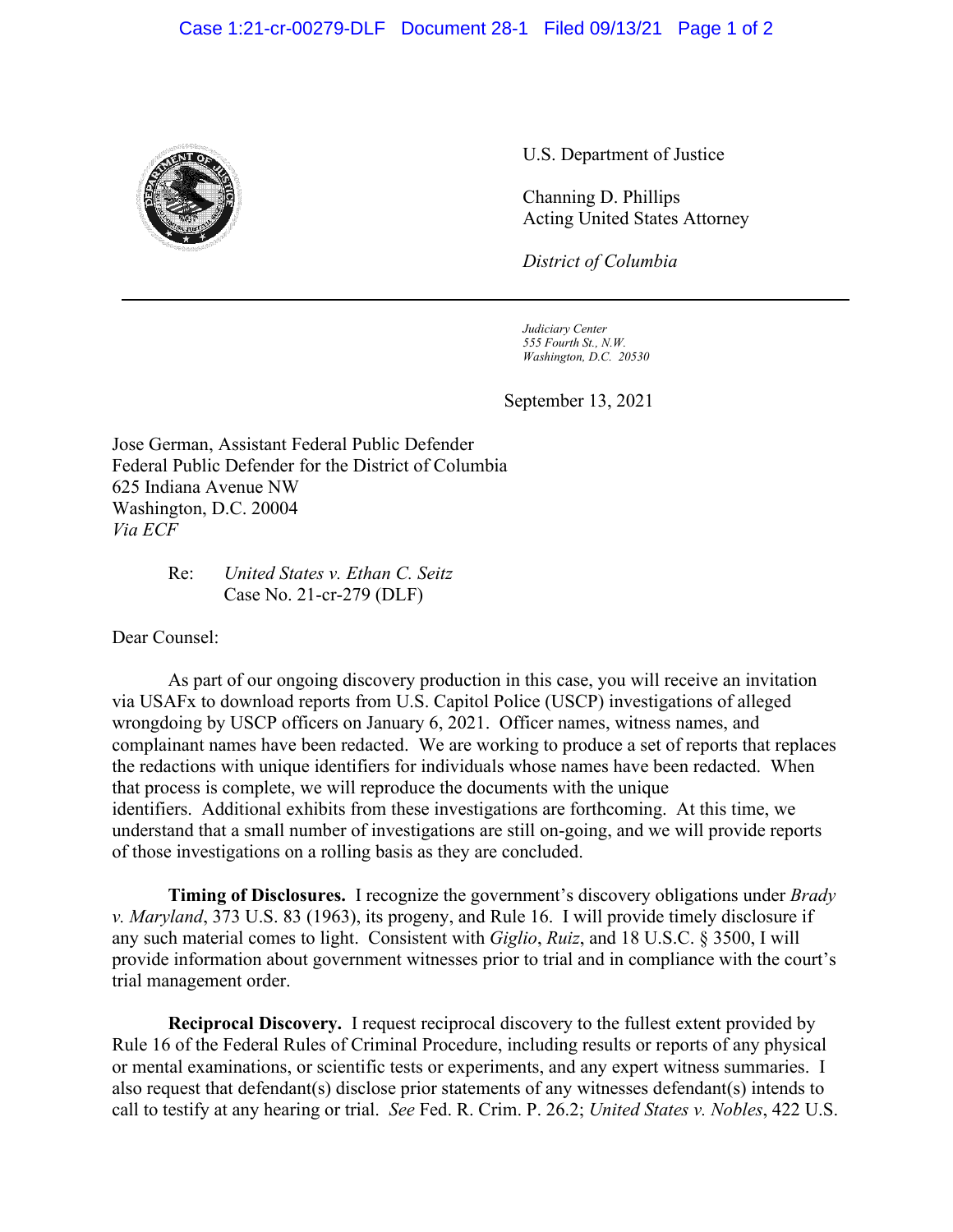U.S. Department of Justice

Channing D. Phillips
Acting United States Attorney

*District of Columbia*

---

*Judiciary Center*
*555 Fourth St., N.W.*
*Washington, D.C. 20530*

September 13, 2021

Jose German, Assistant Federal Public Defender
Federal Public Defender for the District of Columbia
625 Indiana Avenue NW
Washington, D.C. 20004
*Via ECF*

Re: *United States v. Ethan C. Seitz*
Case No. 21-cr-279 (DLF)

Dear Counsel:

As part of our ongoing discovery production in this case, you will receive an invitation via USAFx to download reports from U.S. Capitol Police (USCP) investigations of alleged wrongdoing by USCP officers on January 6, 2021. Officer names, witness names, and complainant names have been redacted. We are working to produce a set of reports that replaces the redactions with unique identifiers for individuals whose names have been redacted. When that process is complete, we will reproduce the documents with the unique identifiers. Additional exhibits from these investigations are forthcoming. At this time, we understand that a small number of investigations are still on-going, and we will provide reports of those investigations on a rolling basis as they are concluded.

**Timing of Disclosures.** I recognize the government's discovery obligations under *Brady v. Maryland*, 373 U.S. 83 (1963), its progeny, and Rule 16. I will provide timely disclosure if any such material comes to light. Consistent with *Giglio*, *Ruiz*, and 18 U.S.C. § 3500, I will provide information about government witnesses prior to trial and in compliance with the court's trial management order.

**Reciprocal Discovery.** I request reciprocal discovery to the fullest extent provided by Rule 16 of the Federal Rules of Criminal Procedure, including results or reports of any physical or mental examinations, or scientific tests or experiments, and any expert witness summaries. I also request that defendant(s) disclose prior statements of any witnesses defendant(s) intends to call to testify at any hearing or trial. *See* Fed. R. Crim. P. 26.2; *United States v. Nobles*, 422 U.S.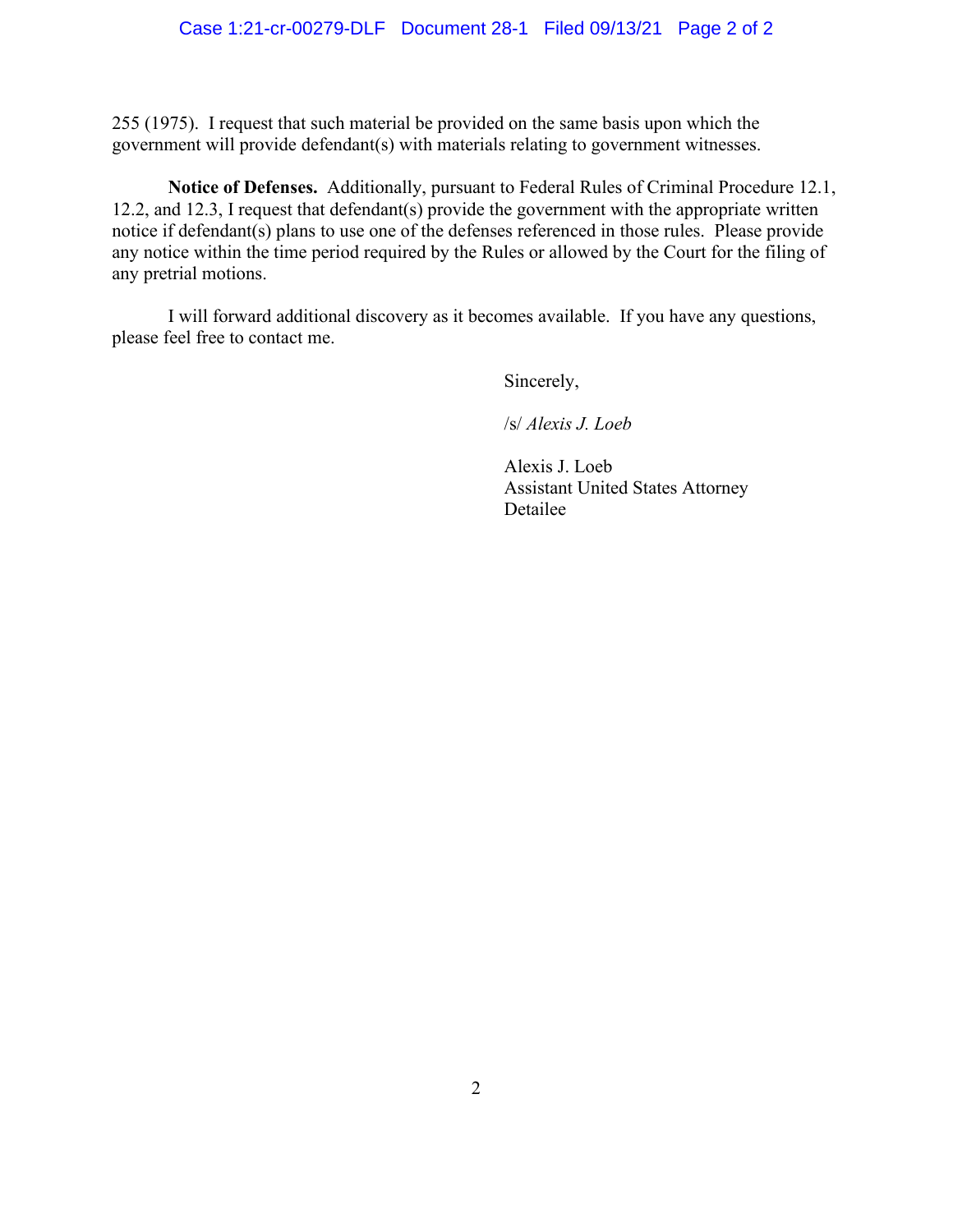255 (1975). I request that such material be provided on the same basis upon which the government will provide defendant(s) with materials relating to government witnesses.

**Notice of Defenses.** Additionally, pursuant to Federal Rules of Criminal Procedure 12.1, 12.2, and 12.3, I request that defendant(s) provide the government with the appropriate written notice if defendant(s) plans to use one of the defenses referenced in those rules. Please provide any notice within the time period required by the Rules or allowed by the Court for the filing of any pretrial motions.

I will forward additional discovery as it becomes available. If you have any questions, please feel free to contact me.

Sincerely,

/s/ *Alexis J. Loeb*

Alexis J. Loeb
Assistant United States Attorney
Detailee